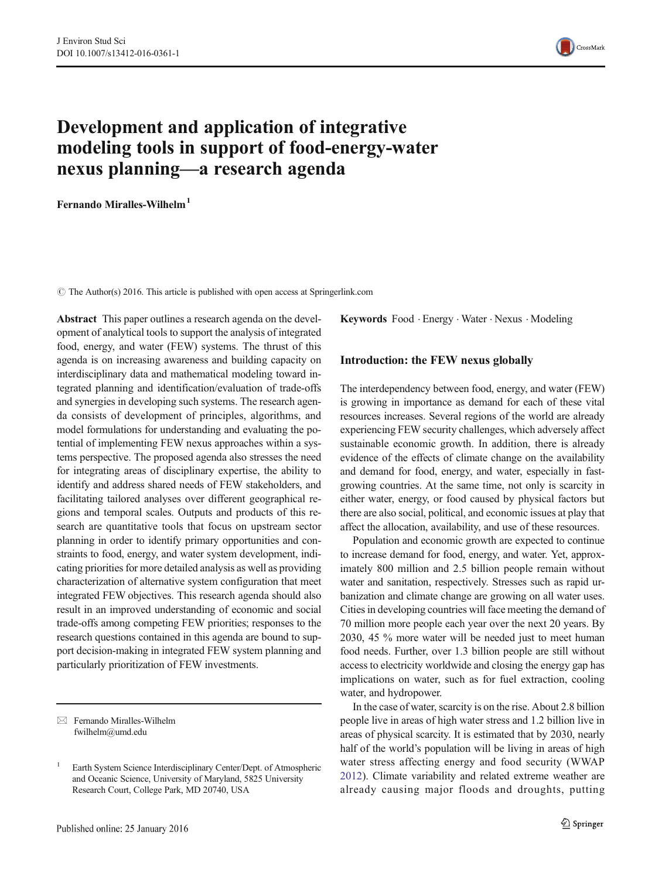# Development and application of integrative modeling tools in support of food-energy-water nexus planning—a research agenda

**Fernando Miralles-Wilhelm**[1]

© The Author(s) 2016. This article is published with open access at Springerlink.com

**Abstract** This paper outlines a research agenda on the development of analytical tools to support the analysis of integrated food, energy, and water (FEW) systems. The thrust of this agenda is on increasing awareness and building capacity on interdisciplinary data and mathematical modeling toward integrated planning and identification/evaluation of trade-offs and synergies in developing such systems. The research agenda consists of development of principles, algorithms, and model formulations for understanding and evaluating the potential of implementing FEW nexus approaches within a systems perspective. The proposed agenda also stresses the need for integrating areas of disciplinary expertise, the ability to identify and address shared needs of FEW stakeholders, and facilitating tailored analyses over different geographical regions and temporal scales. Outputs and products of this research are quantitative tools that focus on upstream sector planning in order to identify primary opportunities and constraints to food, energy, and water system development, indicating priorities for more detailed analysis as well as providing characterization of alternative system configuration that meet integrated FEW objectives. This research agenda should also result in an improved understanding of economic and social trade-offs among competing FEW priorities; responses to the research questions contained in this agenda are bound to support decision-making in integrated FEW system planning and particularly prioritization of FEW investments.

✉ Fernando Miralles-Wilhelm
fwilhelm@umd.edu

[1] Earth System Science Interdisciplinary Center/Dept. of Atmospheric and Oceanic Science, University of Maryland, 5825 University Research Court, College Park, MD 20740, USA

**Keywords** Food · Energy · Water · Nexus · Modeling

## Introduction: the FEW nexus globally

The interdependency between food, energy, and water (FEW) is growing in importance as demand for each of these vital resources increases. Several regions of the world are already experiencing FEW security challenges, which adversely affect sustainable economic growth. In addition, there is already evidence of the effects of climate change on the availability and demand for food, energy, and water, especially in fast-growing countries. At the same time, not only is scarcity in either water, energy, or food caused by physical factors but there are also social, political, and economic issues at play that affect the allocation, availability, and use of these resources.

Population and economic growth are expected to continue to increase demand for food, energy, and water. Yet, approximately 800 million and 2.5 billion people remain without water and sanitation, respectively. Stresses such as rapid urbanization and climate change are growing on all water uses. Cities in developing countries will face meeting the demand of 70 million more people each year over the next 20 years. By 2030, 45 % more water will be needed just to meet human food needs. Further, over 1.3 billion people are still without access to electricity worldwide and closing the energy gap has implications on water, such as for fuel extraction, cooling water, and hydropower.

In the case of water, scarcity is on the rise. About 2.8 billion people live in areas of high water stress and 1.2 billion live in areas of physical scarcity. It is estimated that by 2030, nearly half of the world's population will be living in areas of high water stress affecting energy and food security (WWAP 2012). Climate variability and related extreme weather are already causing major floods and droughts, putting

Published online: 25 January 2016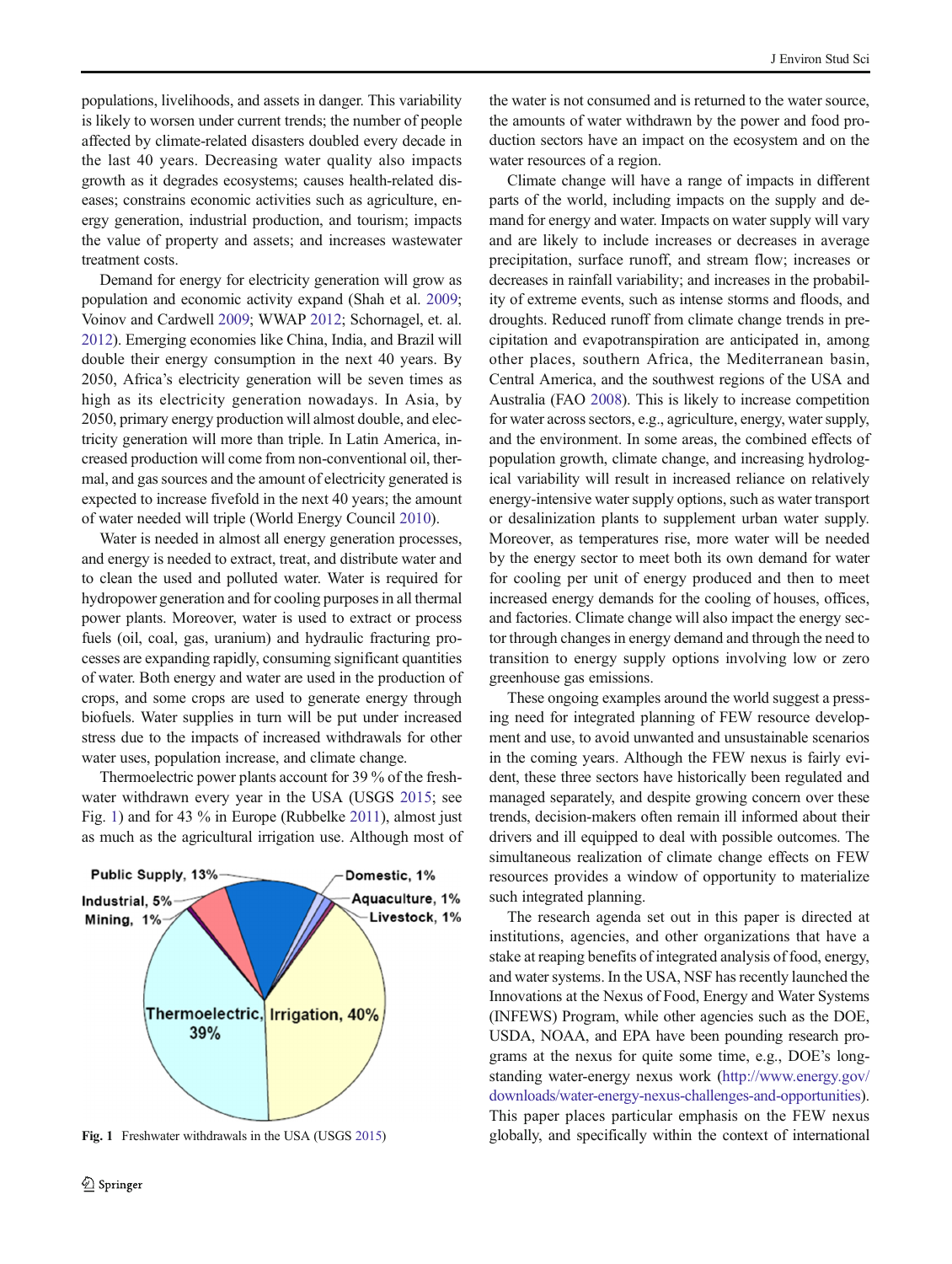populations, livelihoods, and assets in danger. This variability is likely to worsen under current trends; the number of people affected by climate-related disasters doubled every decade in the last 40 years. Decreasing water quality also impacts growth as it degrades ecosystems; causes health-related diseases; constrains economic activities such as agriculture, energy generation, industrial production, and tourism; impacts the value of property and assets; and increases wastewater treatment costs.

Demand for energy for electricity generation will grow as population and economic activity expand (Shah et al. 2009; Voinov and Cardwell 2009; WWAP 2012; Schornagel, et. al. 2012). Emerging economies like China, India, and Brazil will double their energy consumption in the next 40 years. By 2050, Africa's electricity generation will be seven times as high as its electricity generation nowadays. In Asia, by 2050, primary energy production will almost double, and electricity generation will more than triple. In Latin America, increased production will come from non-conventional oil, thermal, and gas sources and the amount of electricity generated is expected to increase fivefold in the next 40 years; the amount of water needed will triple (World Energy Council 2010).

Water is needed in almost all energy generation processes, and energy is needed to extract, treat, and distribute water and to clean the used and polluted water. Water is required for hydropower generation and for cooling purposes in all thermal power plants. Moreover, water is used to extract or process fuels (oil, coal, gas, uranium) and hydraulic fracturing processes are expanding rapidly, consuming significant quantities of water. Both energy and water are used in the production of crops, and some crops are used to generate energy through biofuels. Water supplies in turn will be put under increased stress due to the impacts of increased withdrawals for other water uses, population increase, and climate change.

Thermoelectric power plants account for 39 % of the freshwater withdrawn every year in the USA (USGS 2015; see Fig. 1) and for 43 % in Europe (Rubbelke 2011), almost just as much as the agricultural irrigation use. Although most of the water is not consumed and is returned to the water source, the amounts of water withdrawn by the power and food production sectors have an impact on the ecosystem and on the water resources of a region.

**Fig. 1** Freshwater withdrawals in the USA (USGS 2015)

Climate change will have a range of impacts in different parts of the world, including impacts on the supply and demand for energy and water. Impacts on water supply will vary and are likely to include increases or decreases in average precipitation, surface runoff, and stream flow; increases or decreases in rainfall variability; and increases in the probability of extreme events, such as intense storms and floods, and droughts. Reduced runoff from climate change trends in precipitation and evapotranspiration are anticipated in, among other places, southern Africa, the Mediterranean basin, Central America, and the southwest regions of the USA and Australia (FAO 2008). This is likely to increase competition for water across sectors, e.g., agriculture, energy, water supply, and the environment. In some areas, the combined effects of population growth, climate change, and increasing hydrological variability will result in increased reliance on relatively energy-intensive water supply options, such as water transport or desalinization plants to supplement urban water supply. Moreover, as temperatures rise, more water will be needed by the energy sector to meet both its own demand for water for cooling per unit of energy produced and then to meet increased energy demands for the cooling of houses, offices, and factories. Climate change will also impact the energy sector through changes in energy demand and through the need to transition to energy supply options involving low or zero greenhouse gas emissions.

These ongoing examples around the world suggest a pressing need for integrated planning of FEW resource development and use, to avoid unwanted and unsustainable scenarios in the coming years. Although the FEW nexus is fairly evident, these three sectors have historically been regulated and managed separately, and despite growing concern over these trends, decision-makers often remain ill informed about their drivers and ill equipped to deal with possible outcomes. The simultaneous realization of climate change effects on FEW resources provides a window of opportunity to materialize such integrated planning.

The research agenda set out in this paper is directed at institutions, agencies, and other organizations that have a stake at reaping benefits of integrated analysis of food, energy, and water systems. In the USA, NSF has recently launched the Innovations at the Nexus of Food, Energy and Water Systems (INFEWS) Program, while other agencies such as the DOE, USDA, NOAA, and EPA have been pounding research programs at the nexus for quite some time, e.g., DOE's longstanding water-energy nexus work (http://www.energy.gov/downloads/water-energy-nexus-challenges-and-opportunities). This paper places particular emphasis on the FEW nexus globally, and specifically within the context of international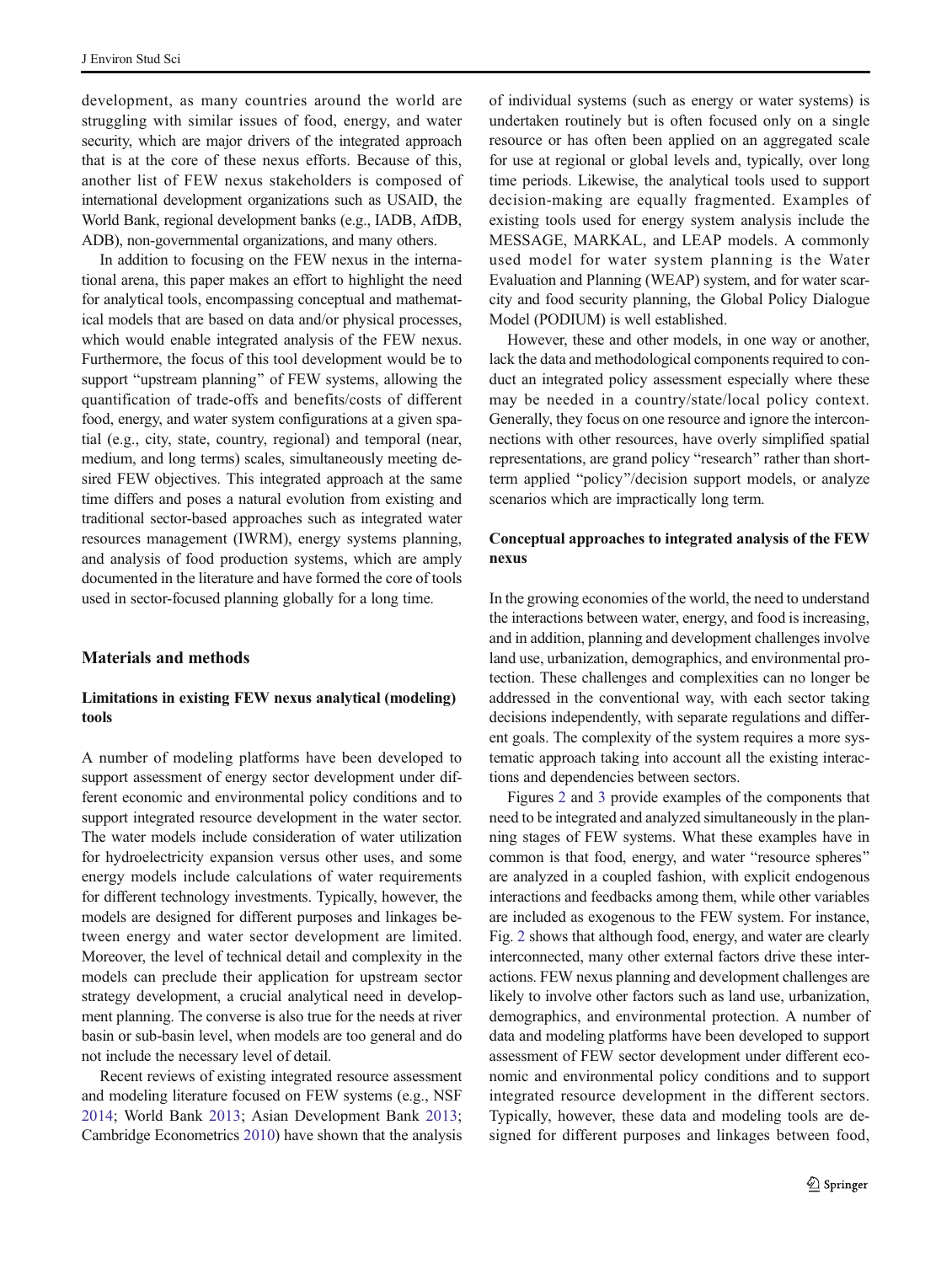development, as many countries around the world are struggling with similar issues of food, energy, and water security, which are major drivers of the integrated approach that is at the core of these nexus efforts. Because of this, another list of FEW nexus stakeholders is composed of international development organizations such as USAID, the World Bank, regional development banks (e.g., IADB, AfDB, ADB), non-governmental organizations, and many others.

In addition to focusing on the FEW nexus in the international arena, this paper makes an effort to highlight the need for analytical tools, encompassing conceptual and mathematical models that are based on data and/or physical processes, which would enable integrated analysis of the FEW nexus. Furthermore, the focus of this tool development would be to support "upstream planning" of FEW systems, allowing the quantification of trade-offs and benefits/costs of different food, energy, and water system configurations at a given spatial (e.g., city, state, country, regional) and temporal (near, medium, and long terms) scales, simultaneously meeting desired FEW objectives. This integrated approach at the same time differs and poses a natural evolution from existing and traditional sector-based approaches such as integrated water resources management (IWRM), energy systems planning, and analysis of food production systems, which are amply documented in the literature and have formed the core of tools used in sector-focused planning globally for a long time.

## Materials and methods

### Limitations in existing FEW nexus analytical (modeling) tools

A number of modeling platforms have been developed to support assessment of energy sector development under different economic and environmental policy conditions and to support integrated resource development in the water sector. The water models include consideration of water utilization for hydroelectricity expansion versus other uses, and some energy models include calculations of water requirements for different technology investments. Typically, however, the models are designed for different purposes and linkages between energy and water sector development are limited. Moreover, the level of technical detail and complexity in the models can preclude their application for upstream sector strategy development, a crucial analytical need in development planning. The converse is also true for the needs at river basin or sub-basin level, when models are too general and do not include the necessary level of detail.

Recent reviews of existing integrated resource assessment and modeling literature focused on FEW systems (e.g., NSF 2014; World Bank 2013; Asian Development Bank 2013; Cambridge Econometrics 2010) have shown that the analysis of individual systems (such as energy or water systems) is undertaken routinely but is often focused only on a single resource or has often been applied on an aggregated scale for use at regional or global levels and, typically, over long time periods. Likewise, the analytical tools used to support decision-making are equally fragmented. Examples of existing tools used for energy system analysis include the MESSAGE, MARKAL, and LEAP models. A commonly used model for water system planning is the Water Evaluation and Planning (WEAP) system, and for water scarcity and food security planning, the Global Policy Dialogue Model (PODIUM) is well established.

However, these and other models, in one way or another, lack the data and methodological components required to conduct an integrated policy assessment especially where these may be needed in a country/state/local policy context. Generally, they focus on one resource and ignore the interconnections with other resources, have overly simplified spatial representations, are grand policy "research" rather than short-term applied "policy"/decision support models, or analyze scenarios which are impractically long term.

### Conceptual approaches to integrated analysis of the FEW nexus

In the growing economies of the world, the need to understand the interactions between water, energy, and food is increasing, and in addition, planning and development challenges involve land use, urbanization, demographics, and environmental protection. These challenges and complexities can no longer be addressed in the conventional way, with each sector taking decisions independently, with separate regulations and different goals. The complexity of the system requires a more systematic approach taking into account all the existing interactions and dependencies between sectors.

Figures 2 and 3 provide examples of the components that need to be integrated and analyzed simultaneously in the planning stages of FEW systems. What these examples have in common is that food, energy, and water "resource spheres" are analyzed in a coupled fashion, with explicit endogenous interactions and feedbacks among them, while other variables are included as exogenous to the FEW system. For instance, Fig. 2 shows that although food, energy, and water are clearly interconnected, many other external factors drive these interactions. FEW nexus planning and development challenges are likely to involve other factors such as land use, urbanization, demographics, and environmental protection. A number of data and modeling platforms have been developed to support assessment of FEW sector development under different economic and environmental policy conditions and to support integrated resource development in the different sectors. Typically, however, these data and modeling tools are designed for different purposes and linkages between food,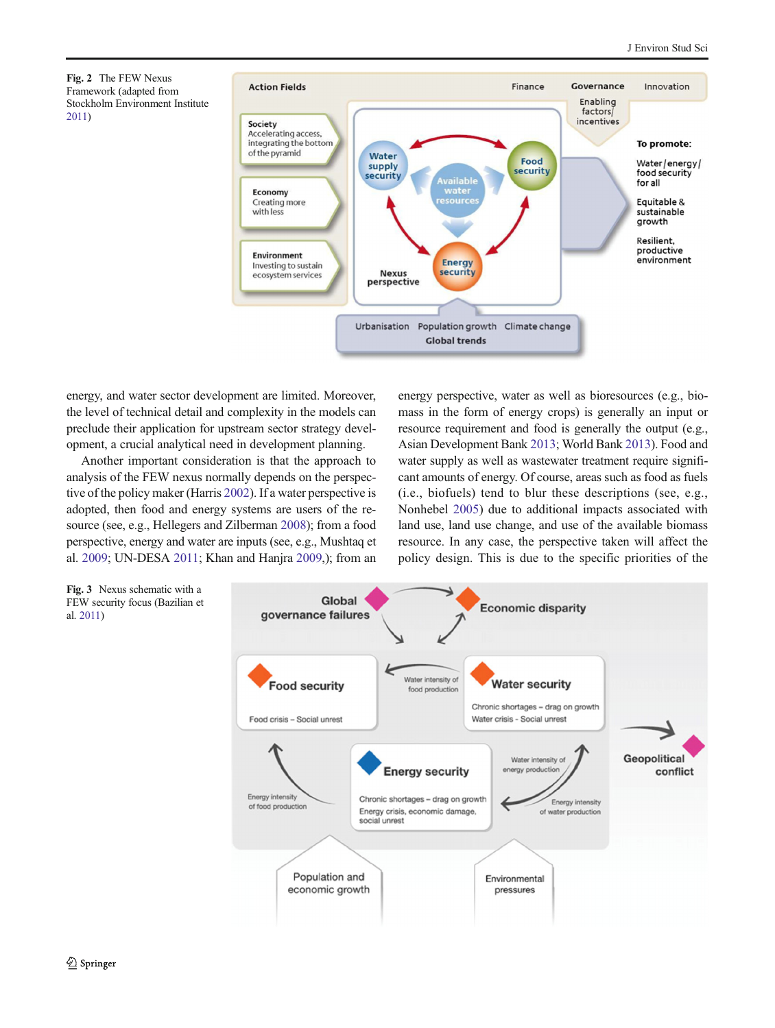Fig. 2 The FEW Nexus Framework (adapted from Stockholm Environment Institute 2011)

energy, and water sector development are limited. Moreover, the level of technical detail and complexity in the models can preclude their application for upstream sector strategy development, a crucial analytical need in development planning.

Another important consideration is that the approach to analysis of the FEW nexus normally depends on the perspective of the policy maker (Harris 2002). If a water perspective is adopted, then food and energy systems are users of the resource (see, e.g., Hellegers and Zilberman 2008); from a food perspective, energy and water are inputs (see, e.g., Mushtaq et al. 2009; UN-DESA 2011; Khan and Hanjra 2009,); from an energy perspective, water as well as bioresources (e.g., biomass in the form of energy crops) is generally an input or resource requirement and food is generally the output (e.g., Asian Development Bank 2013; World Bank 2013). Food and water supply as well as wastewater treatment require significant amounts of energy. Of course, areas such as food as fuels (i.e., biofuels) tend to blur these descriptions (see, e.g., Nonhebel 2005) due to additional impacts associated with land use, land use change, and use of the available biomass resource. In any case, the perspective taken will affect the policy design. This is due to the specific priorities of the

Fig. 3 Nexus schematic with a FEW security focus (Bazilian et al. 2011)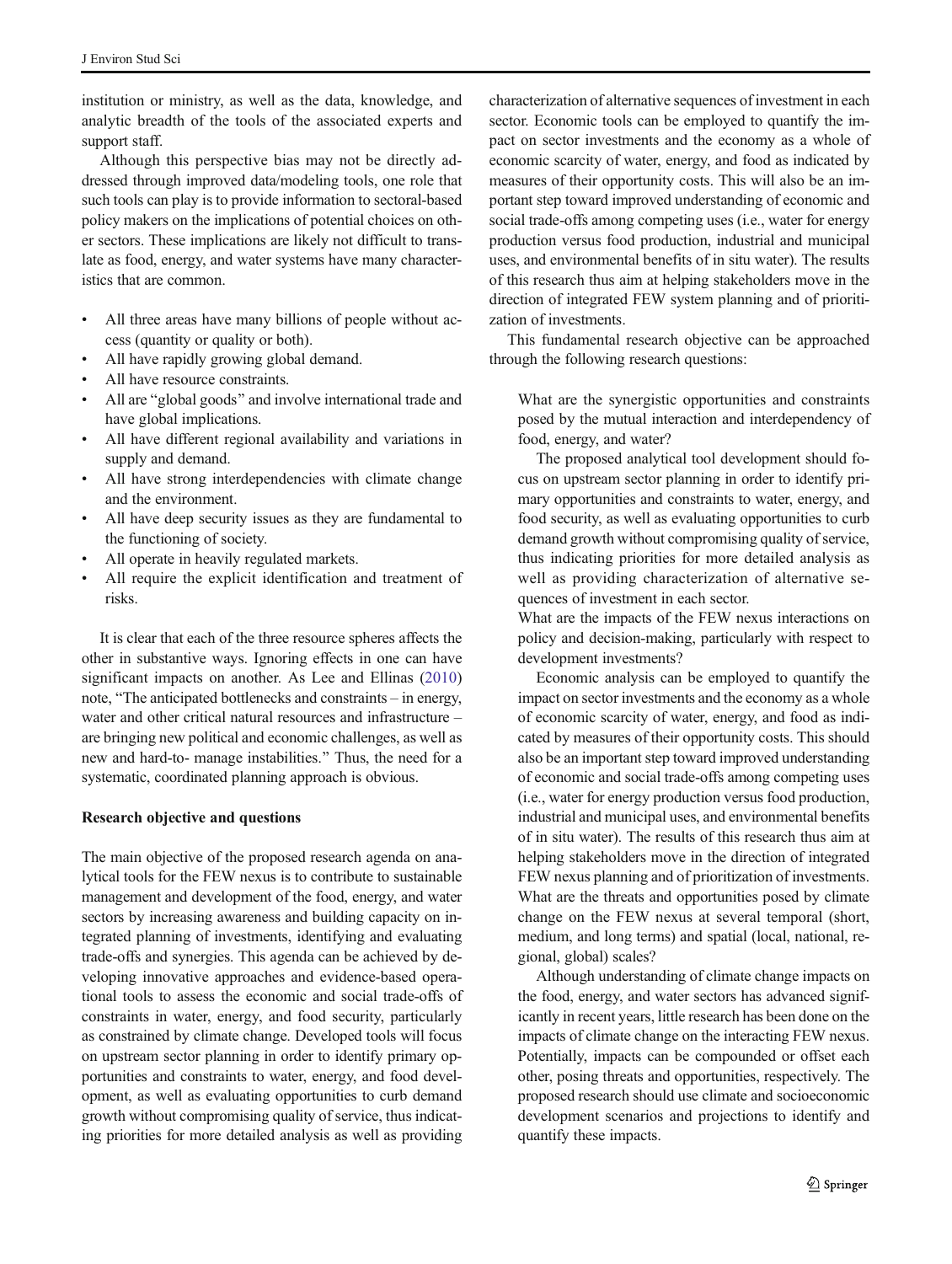institution or ministry, as well as the data, knowledge, and analytic breadth of the tools of the associated experts and support staff.

Although this perspective bias may not be directly addressed through improved data/modeling tools, one role that such tools can play is to provide information to sectoral-based policy makers on the implications of potential choices on other sectors. These implications are likely not difficult to translate as food, energy, and water systems have many characteristics that are common.

- All three areas have many billions of people without access (quantity or quality or both).
- All have rapidly growing global demand.
- All have resource constraints.
- All are "global goods" and involve international trade and have global implications.
- All have different regional availability and variations in supply and demand.
- All have strong interdependencies with climate change and the environment.
- All have deep security issues as they are fundamental to the functioning of society.
- All operate in heavily regulated markets.
- All require the explicit identification and treatment of risks.

It is clear that each of the three resource spheres affects the other in substantive ways. Ignoring effects in one can have significant impacts on another. As Lee and Ellinas (2010) note, "The anticipated bottlenecks and constraints – in energy, water and other critical natural resources and infrastructure – are bringing new political and economic challenges, as well as new and hard-to- manage instabilities." Thus, the need for a systematic, coordinated planning approach is obvious.

**Research objective and questions**

The main objective of the proposed research agenda on analytical tools for the FEW nexus is to contribute to sustainable management and development of the food, energy, and water sectors by increasing awareness and building capacity on integrated planning of investments, identifying and evaluating trade-offs and synergies. This agenda can be achieved by developing innovative approaches and evidence-based operational tools to assess the economic and social trade-offs of constraints in water, energy, and food security, particularly as constrained by climate change. Developed tools will focus on upstream sector planning in order to identify primary opportunities and constraints to water, energy, and food development, as well as evaluating opportunities to curb demand growth without compromising quality of service, thus indicating priorities for more detailed analysis as well as providing characterization of alternative sequences of investment in each sector. Economic tools can be employed to quantify the impact on sector investments and the economy as a whole of economic scarcity of water, energy, and food as indicated by measures of their opportunity costs. This will also be an important step toward improved understanding of economic and social trade-offs among competing uses (i.e., water for energy production versus food production, industrial and municipal uses, and environmental benefits of in situ water). The results of this research thus aim at helping stakeholders move in the direction of integrated FEW system planning and of prioritization of investments.

This fundamental research objective can be approached through the following research questions:

> What are the synergistic opportunities and constraints posed by the mutual interaction and interdependency of food, energy, and water?
>
> The proposed analytical tool development should focus on upstream sector planning in order to identify primary opportunities and constraints to water, energy, and food security, as well as evaluating opportunities to curb demand growth without compromising quality of service, thus indicating priorities for more detailed analysis as well as providing characterization of alternative sequences of investment in each sector.
>
> What are the impacts of the FEW nexus interactions on policy and decision-making, particularly with respect to development investments?
>
> Economic analysis can be employed to quantify the impact on sector investments and the economy as a whole of economic scarcity of water, energy, and food as indicated by measures of their opportunity costs. This should also be an important step toward improved understanding of economic and social trade-offs among competing uses (i.e., water for energy production versus food production, industrial and municipal uses, and environmental benefits of in situ water). The results of this research thus aim at helping stakeholders move in the direction of integrated FEW nexus planning and of prioritization of investments.
>
> What are the threats and opportunities posed by climate change on the FEW nexus at several temporal (short, medium, and long terms) and spatial (local, national, regional, global) scales?
>
> Although understanding of climate change impacts on the food, energy, and water sectors has advanced significantly in recent years, little research has been done on the impacts of climate change on the interacting FEW nexus. Potentially, impacts can be compounded or offset each other, posing threats and opportunities, respectively. The proposed research should use climate and socioeconomic development scenarios and projections to identify and quantify these impacts.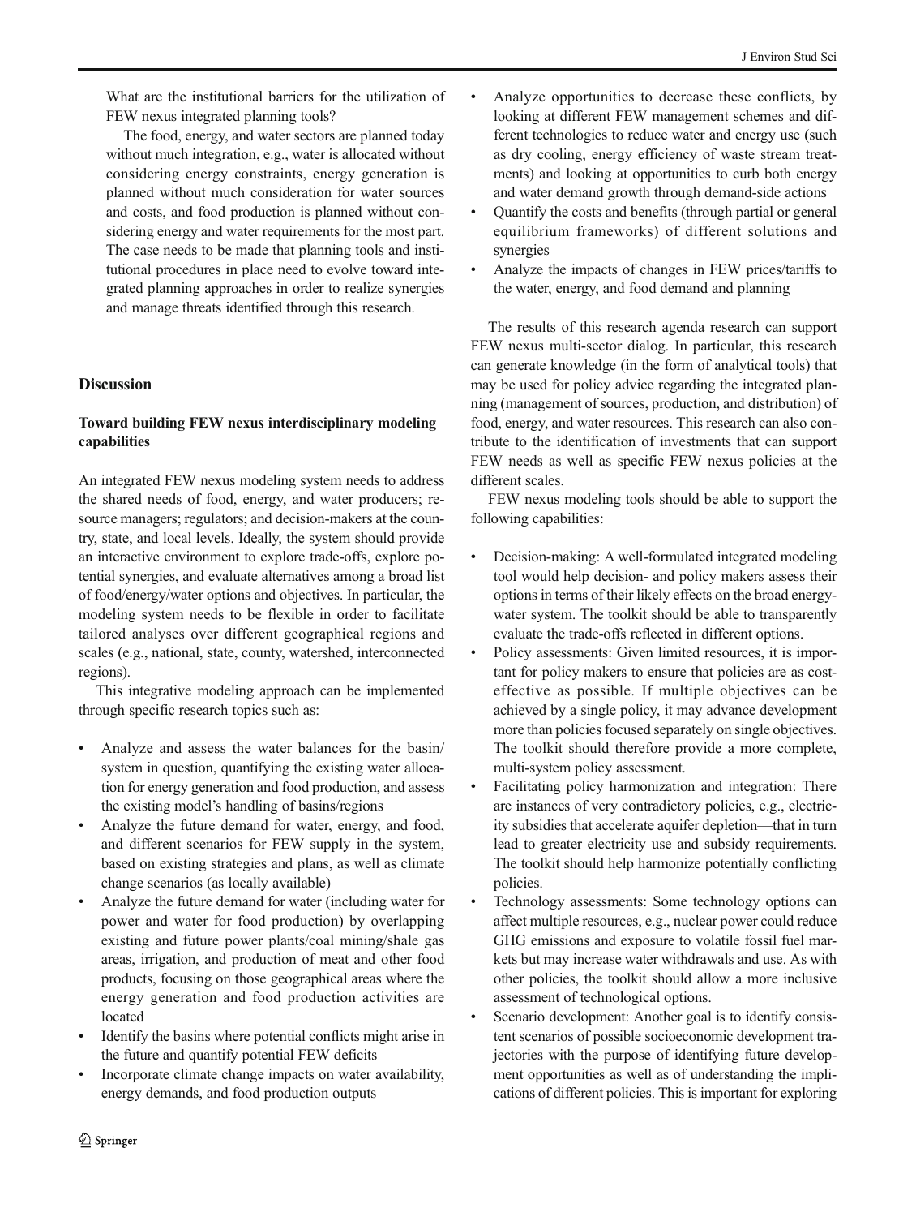What are the institutional barriers for the utilization of FEW nexus integrated planning tools?

The food, energy, and water sectors are planned today without much integration, e.g., water is allocated without considering energy constraints, energy generation is planned without much consideration for water sources and costs, and food production is planned without considering energy and water requirements for the most part. The case needs to be made that planning tools and institutional procedures in place need to evolve toward integrated planning approaches in order to realize synergies and manage threats identified through this research.

## Discussion

### Toward building FEW nexus interdisciplinary modeling capabilities

An integrated FEW nexus modeling system needs to address the shared needs of food, energy, and water producers; resource managers; regulators; and decision-makers at the country, state, and local levels. Ideally, the system should provide an interactive environment to explore trade-offs, explore potential synergies, and evaluate alternatives among a broad list of food/energy/water options and objectives. In particular, the modeling system needs to be flexible in order to facilitate tailored analyses over different geographical regions and scales (e.g., national, state, county, watershed, interconnected regions).

This integrative modeling approach can be implemented through specific research topics such as:

- Analyze and assess the water balances for the basin/system in question, quantifying the existing water allocation for energy generation and food production, and assess the existing model's handling of basins/regions
- Analyze the future demand for water, energy, and food, and different scenarios for FEW supply in the system, based on existing strategies and plans, as well as climate change scenarios (as locally available)
- Analyze the future demand for water (including water for power and water for food production) by overlapping existing and future power plants/coal mining/shale gas areas, irrigation, and production of meat and other food products, focusing on those geographical areas where the energy generation and food production activities are located
- Identify the basins where potential conflicts might arise in the future and quantify potential FEW deficits
- Incorporate climate change impacts on water availability, energy demands, and food production outputs
- Analyze opportunities to decrease these conflicts, by looking at different FEW management schemes and different technologies to reduce water and energy use (such as dry cooling, energy efficiency of waste stream treatments) and looking at opportunities to curb both energy and water demand growth through demand-side actions
- Quantify the costs and benefits (through partial or general equilibrium frameworks) of different solutions and synergies
- Analyze the impacts of changes in FEW prices/tariffs to the water, energy, and food demand and planning

The results of this research agenda research can support FEW nexus multi-sector dialog. In particular, this research can generate knowledge (in the form of analytical tools) that may be used for policy advice regarding the integrated planning (management of sources, production, and distribution) of food, energy, and water resources. This research can also contribute to the identification of investments that can support FEW needs as well as specific FEW nexus policies at the different scales.

FEW nexus modeling tools should be able to support the following capabilities:

- Decision-making: A well-formulated integrated modeling tool would help decision- and policy makers assess their options in terms of their likely effects on the broad energy-water system. The toolkit should be able to transparently evaluate the trade-offs reflected in different options.
- Policy assessments: Given limited resources, it is important for policy makers to ensure that policies are as cost-effective as possible. If multiple objectives can be achieved by a single policy, it may advance development more than policies focused separately on single objectives. The toolkit should therefore provide a more complete, multi-system policy assessment.
- Facilitating policy harmonization and integration: There are instances of very contradictory policies, e.g., electricity subsidies that accelerate aquifer depletion—that in turn lead to greater electricity use and subsidy requirements. The toolkit should help harmonize potentially conflicting policies.
- Technology assessments: Some technology options can affect multiple resources, e.g., nuclear power could reduce GHG emissions and exposure to volatile fossil fuel markets but may increase water withdrawals and use. As with other policies, the toolkit should allow a more inclusive assessment of technological options.
- Scenario development: Another goal is to identify consistent scenarios of possible socioeconomic development trajectories with the purpose of identifying future development opportunities as well as of understanding the implications of different policies. This is important for exploring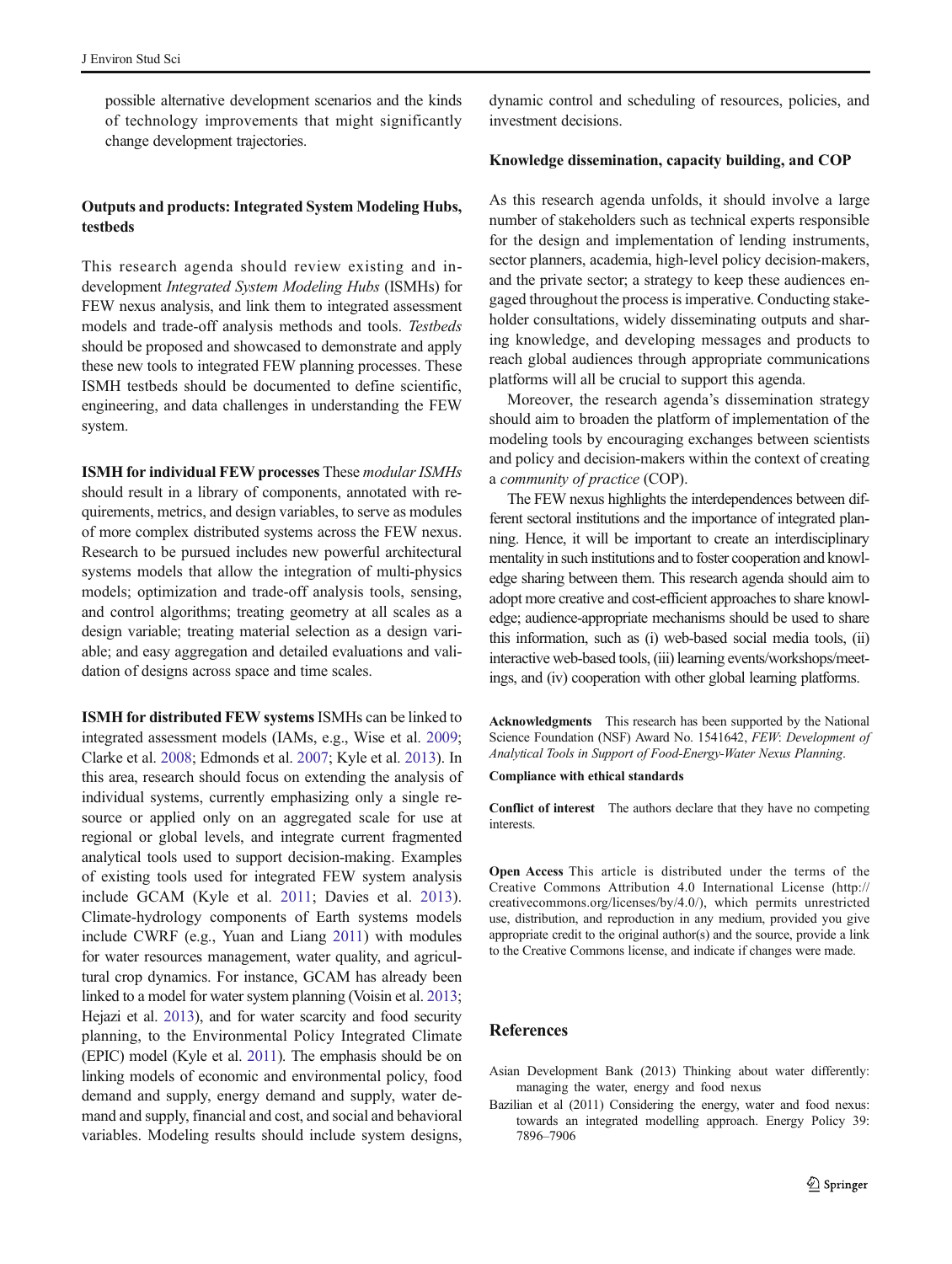possible alternative development scenarios and the kinds of technology improvements that might significantly change development trajectories.

### Outputs and products: Integrated System Modeling Hubs, testbeds

This research agenda should review existing and in-development *Integrated System Modeling Hubs* (ISMHs) for FEW nexus analysis, and link them to integrated assessment models and trade-off analysis methods and tools. *Testbeds* should be proposed and showcased to demonstrate and apply these new tools to integrated FEW planning processes. These ISMH testbeds should be documented to define scientific, engineering, and data challenges in understanding the FEW system.

**ISMH for individual FEW processes** These *modular ISMHs* should result in a library of components, annotated with requirements, metrics, and design variables, to serve as modules of more complex distributed systems across the FEW nexus. Research to be pursued includes new powerful architectural systems models that allow the integration of multi-physics models; optimization and trade-off analysis tools, sensing, and control algorithms; treating geometry at all scales as a design variable; treating material selection as a design variable; and easy aggregation and detailed evaluations and validation of designs across space and time scales.

**ISMH for distributed FEW systems** ISMHs can be linked to integrated assessment models (IAMs, e.g., Wise et al. 2009; Clarke et al. 2008; Edmonds et al. 2007; Kyle et al. 2013). In this area, research should focus on extending the analysis of individual systems, currently emphasizing only a single resource or applied only on an aggregated scale for use at regional or global levels, and integrate current fragmented analytical tools used to support decision-making. Examples of existing tools used for integrated FEW system analysis include GCAM (Kyle et al. 2011; Davies et al. 2013). Climate-hydrology components of Earth systems models include CWRF (e.g., Yuan and Liang 2011) with modules for water resources management, water quality, and agricultural crop dynamics. For instance, GCAM has already been linked to a model for water system planning (Voisin et al. 2013; Hejazi et al. 2013), and for water scarcity and food security planning, to the Environmental Policy Integrated Climate (EPIC) model (Kyle et al. 2011). The emphasis should be on linking models of economic and environmental policy, food demand and supply, energy demand and supply, water demand and supply, financial and cost, and social and behavioral variables. Modeling results should include system designs, dynamic control and scheduling of resources, policies, and investment decisions.

### Knowledge dissemination, capacity building, and COP

As this research agenda unfolds, it should involve a large number of stakeholders such as technical experts responsible for the design and implementation of lending instruments, sector planners, academia, high-level policy decision-makers, and the private sector; a strategy to keep these audiences engaged throughout the process is imperative. Conducting stakeholder consultations, widely disseminating outputs and sharing knowledge, and developing messages and products to reach global audiences through appropriate communications platforms will all be crucial to support this agenda.

Moreover, the research agenda's dissemination strategy should aim to broaden the platform of implementation of the modeling tools by encouraging exchanges between scientists and policy and decision-makers within the context of creating a *community of practice* (COP).

The FEW nexus highlights the interdependences between different sectoral institutions and the importance of integrated planning. Hence, it will be important to create an interdisciplinary mentality in such institutions and to foster cooperation and knowledge sharing between them. This research agenda should aim to adopt more creative and cost-efficient approaches to share knowledge; audience-appropriate mechanisms should be used to share this information, such as (i) web-based social media tools, (ii) interactive web-based tools, (iii) learning events/workshops/meetings, and (iv) cooperation with other global learning platforms.

**Acknowledgments** This research has been supported by the National Science Foundation (NSF) Award No. 1541642, *FEW: Development of Analytical Tools in Support of Food-Energy-Water Nexus Planning.*

**Compliance with ethical standards**

**Conflict of interest** The authors declare that they have no competing interests.

**Open Access** This article is distributed under the terms of the Creative Commons Attribution 4.0 International License (http://creativecommons.org/licenses/by/4.0/), which permits unrestricted use, distribution, and reproduction in any medium, provided you give appropriate credit to the original author(s) and the source, provide a link to the Creative Commons license, and indicate if changes were made.

## References

Asian Development Bank (2013) Thinking about water differently: managing the water, energy and food nexus

Bazilian et al (2011) Considering the energy, water and food nexus: towards an integrated modelling approach. Energy Policy 39: 7896–7906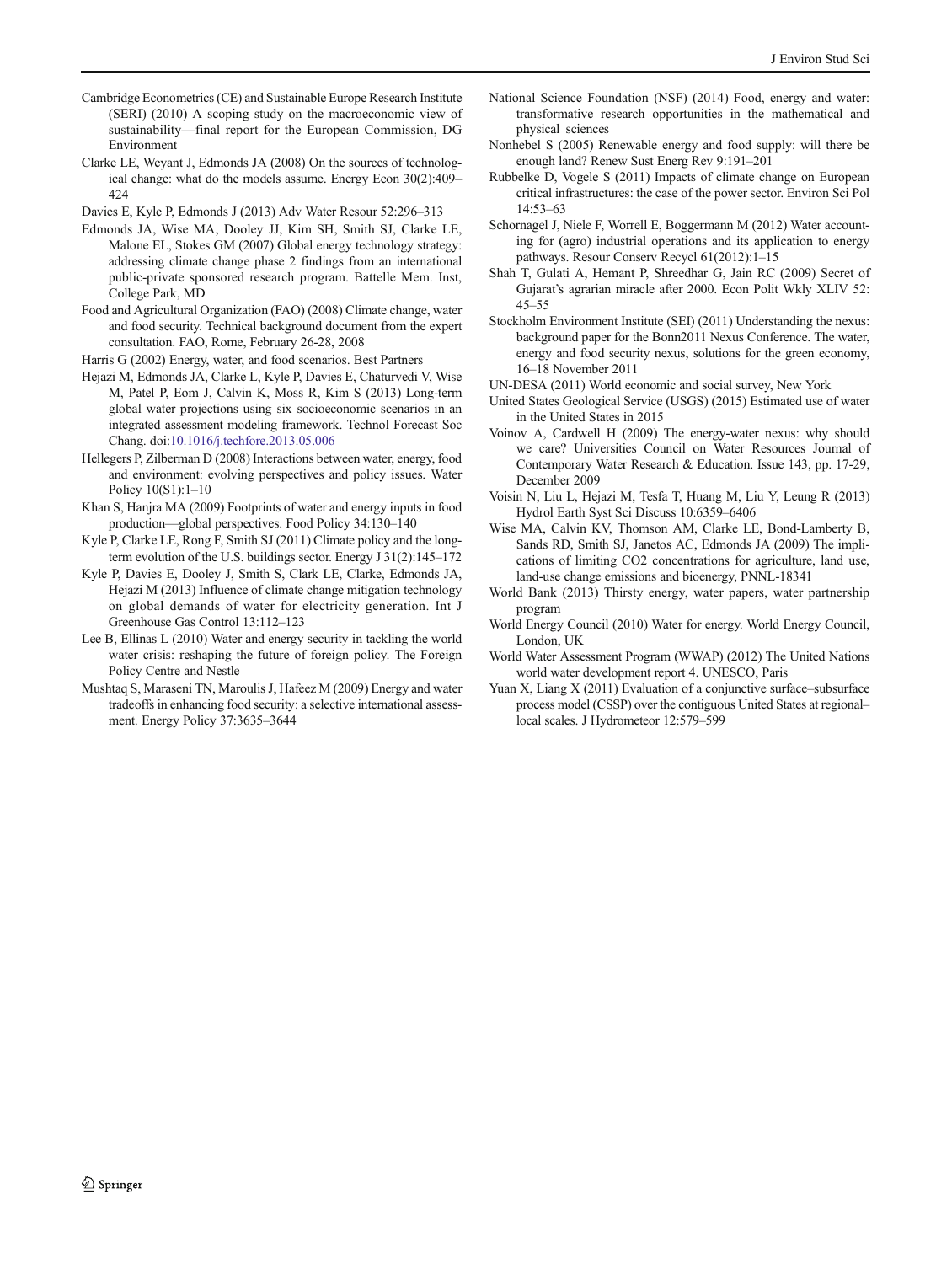Cambridge Econometrics (CE) and Sustainable Europe Research Institute (SERI) (2010) A scoping study on the macroeconomic view of sustainability—final report for the European Commission, DG Environment

Clarke LE, Weyant J, Edmonds JA (2008) On the sources of technological change: what do the models assume. Energy Econ 30(2):409–424

Davies E, Kyle P, Edmonds J (2013) Adv Water Resour 52:296–313

Edmonds JA, Wise MA, Dooley JJ, Kim SH, Smith SJ, Clarke LE, Malone EL, Stokes GM (2007) Global energy technology strategy: addressing climate change phase 2 findings from an international public-private sponsored research program. Battelle Mem. Inst, College Park, MD

Food and Agricultural Organization (FAO) (2008) Climate change, water and food security. Technical background document from the expert consultation. FAO, Rome, February 26-28, 2008

Harris G (2002) Energy, water, and food scenarios. Best Partners

Hejazi M, Edmonds JA, Clarke L, Kyle P, Davies E, Chaturvedi V, Wise M, Patel P, Eom J, Calvin K, Moss R, Kim S (2013) Long-term global water projections using six socioeconomic scenarios in an integrated assessment modeling framework. Technol Forecast Soc Chang. doi:10.1016/j.techfore.2013.05.006

Hellegers P, Zilberman D (2008) Interactions between water, energy, food and environment: evolving perspectives and policy issues. Water Policy 10(S1):1–10

Khan S, Hanjra MA (2009) Footprints of water and energy inputs in food production—global perspectives. Food Policy 34:130–140

Kyle P, Clarke LE, Rong F, Smith SJ (2011) Climate policy and the long-term evolution of the U.S. buildings sector. Energy J 31(2):145–172

Kyle P, Davies E, Dooley J, Smith S, Clark LE, Clarke, Edmonds JA, Hejazi M (2013) Influence of climate change mitigation technology on global demands of water for electricity generation. Int J Greenhouse Gas Control 13:112–123

Lee B, Ellinas L (2010) Water and energy security in tackling the world water crisis: reshaping the future of foreign policy. The Foreign Policy Centre and Nestle

Mushtaq S, Maraseni TN, Maroulis J, Hafeez M (2009) Energy and water tradeoffs in enhancing food security: a selective international assessment. Energy Policy 37:3635–3644

National Science Foundation (NSF) (2014) Food, energy and water: transformative research opportunities in the mathematical and physical sciences

Nonhebel S (2005) Renewable energy and food supply: will there be enough land? Renew Sust Energ Rev 9:191–201

Rubbelke D, Vogele S (2011) Impacts of climate change on European critical infrastructures: the case of the power sector. Environ Sci Pol 14:53–63

Schornagel J, Niele F, Worrell E, Boggermann M (2012) Water accounting for (agro) industrial operations and its application to energy pathways. Resour Conserv Recycl 61(2012):1–15

Shah T, Gulati A, Hemant P, Shreedhar G, Jain RC (2009) Secret of Gujarat's agrarian miracle after 2000. Econ Polit Wkly XLIV 52: 45–55

Stockholm Environment Institute (SEI) (2011) Understanding the nexus: background paper for the Bonn2011 Nexus Conference. The water, energy and food security nexus, solutions for the green economy, 16–18 November 2011

UN-DESA (2011) World economic and social survey, New York

United States Geological Service (USGS) (2015) Estimated use of water in the United States in 2015

Voinov A, Cardwell H (2009) The energy-water nexus: why should we care? Universities Council on Water Resources Journal of Contemporary Water Research & Education. Issue 143, pp. 17-29, December 2009

Voisin N, Liu L, Hejazi M, Tesfa T, Huang M, Liu Y, Leung R (2013) Hydrol Earth Syst Sci Discuss 10:6359–6406

Wise MA, Calvin KV, Thomson AM, Clarke LE, Bond-Lamberty B, Sands RD, Smith SJ, Janetos AC, Edmonds JA (2009) The implications of limiting CO2 concentrations for agriculture, land use, land-use change emissions and bioenergy, PNNL-18341

World Bank (2013) Thirsty energy, water papers, water partnership program

World Energy Council (2010) Water for energy. World Energy Council, London, UK

World Water Assessment Program (WWAP) (2012) The United Nations world water development report 4. UNESCO, Paris

Yuan X, Liang X (2011) Evaluation of a conjunctive surface–subsurface process model (CSSP) over the contiguous United States at regional–local scales. J Hydrometeor 12:579–599